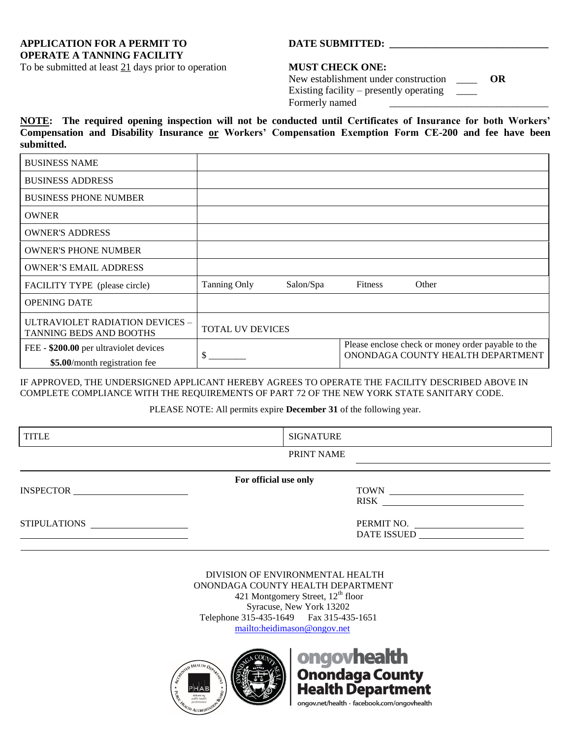**APPLICATION FOR A PERMIT TO OPERATE A TANNING FACILITY**

To be submitted at least 21 days prior to operation

**DATE SUBMITTED:** ______________________________

**MUST CHECK ONE:**

New establishment under construction ____ **OR**

Existing facility – presently operating ____

Formerly named ______________________________

**NOTE: The required opening inspection will not be conducted until Certificates of Insurance for both Workers' Compensation and Disability Insurance or Workers' Compensation Exemption Form CE-200 and fee have been submitted.**

| | | | | |
|---|---|---|---|---|
| BUSINESS NAME | | | | |
| BUSINESS ADDRESS | | | | |
| BUSINESS PHONE NUMBER | | | | |
| OWNER | | | | |
| OWNER'S ADDRESS | | | | |
| OWNER'S PHONE NUMBER | | | | |
| OWNER'S EMAIL ADDRESS | | | | |
| FACILITY TYPE (please circle) | Tanning Only | Salon/Spa | Fitness | Other |
| OPENING DATE | | | | |
| ULTRAVIOLET RADIATION DEVICES – TANNING BEDS AND BOOTHS | TOTAL UV DEVICES | | | |
| FEE - **$200.00** per ultraviolet devices **$5.00**/month registration fee | $ ________ | | Please enclose check or money order payable to the ONONDAGA COUNTY HEALTH DEPARTMENT | |

IF APPROVED, THE UNDERSIGNED APPLICANT HEREBY AGREES TO OPERATE THE FACILITY DESCRIBED ABOVE IN COMPLETE COMPLIANCE WITH THE REQUIREMENTS OF PART 72 OF THE NEW YORK STATE SANITARY CODE.

PLEASE NOTE: All permits expire **December 31** of the following year.

| TITLE | SIGNATURE |
|---|---|
| | PRINT NAME ______________________________ |

**For official use only**

INSPECTOR ______________________ TOWN ______________________

RISK ______________________

STIPULATIONS ______________________ PERMIT NO. ______________________

DATE ISSUED ______________________

DIVISION OF ENVIRONMENTAL HEALTH
ONONDAGA COUNTY HEALTH DEPARTMENT
421 Montgomery Street, 12th floor
Syracuse, New York 13202
Telephone 315-435-1649 Fax 315-435-1651
mailto:heidimason@ongov.net

ongovhealth
Onondaga County Health Department
ongov.net/health · facebook.com/ongovhealth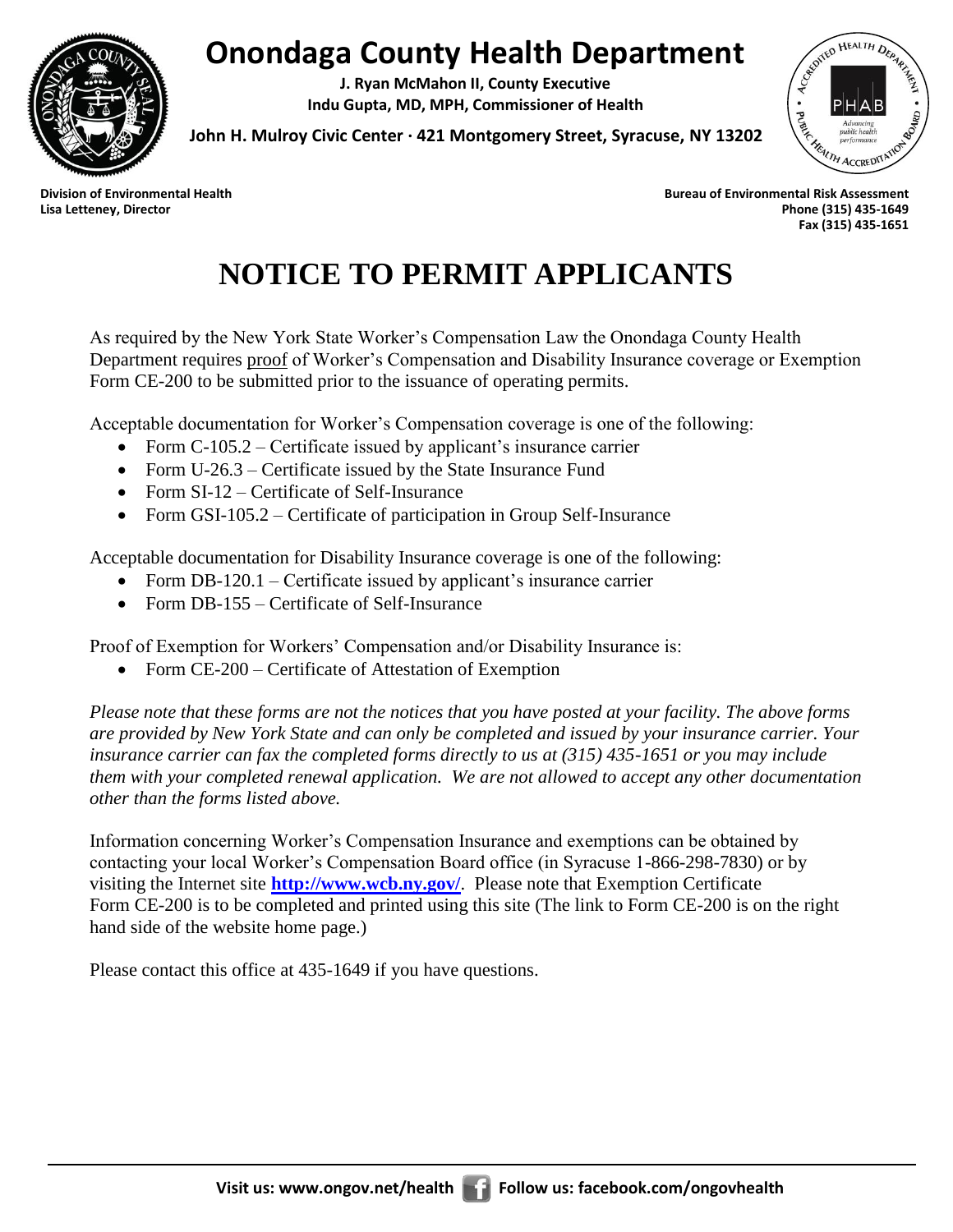# Onondaga County Health Department

**J. Ryan McMahon II, County Executive**
**Indu Gupta, MD, MPH, Commissioner of Health**

**John H. Mulroy Civic Center · 421 Montgomery Street, Syracuse, NY 13202**

**Division of Environmental Health**
**Lisa Letteney, Director**

**Bureau of Environmental Risk Assessment**
**Phone (315) 435-1649**
**Fax (315) 435-1651**

# NOTICE TO PERMIT APPLICANTS

As required by the New York State Worker's Compensation Law the Onondaga County Health Department requires proof of Worker's Compensation and Disability Insurance coverage or Exemption Form CE-200 to be submitted prior to the issuance of operating permits.

Acceptable documentation for Worker's Compensation coverage is one of the following:

- Form C-105.2 – Certificate issued by applicant's insurance carrier
- Form U-26.3 – Certificate issued by the State Insurance Fund
- Form SI-12 – Certificate of Self-Insurance
- Form GSI-105.2 – Certificate of participation in Group Self-Insurance

Acceptable documentation for Disability Insurance coverage is one of the following:

- Form DB-120.1 – Certificate issued by applicant's insurance carrier
- Form DB-155 – Certificate of Self-Insurance

Proof of Exemption for Workers' Compensation and/or Disability Insurance is:

- Form CE-200 – Certificate of Attestation of Exemption

*Please note that these forms are not the notices that you have posted at your facility. The above forms are provided by New York State and can only be completed and issued by your insurance carrier. Your insurance carrier can fax the completed forms directly to us at (315) 435-1651 or you may include them with your completed renewal application. We are not allowed to accept any other documentation other than the forms listed above.*

Information concerning Worker's Compensation Insurance and exemptions can be obtained by contacting your local Worker's Compensation Board office (in Syracuse 1-866-298-7830) or by visiting the Internet site **http://www.wcb.ny.gov/**. Please note that Exemption Certificate Form CE-200 is to be completed and printed using this site (The link to Form CE-200 is on the right hand side of the website home page.)

Please contact this office at 435-1649 if you have questions.

**Visit us: www.ongov.net/health** **Follow us: facebook.com/ongovhealth**